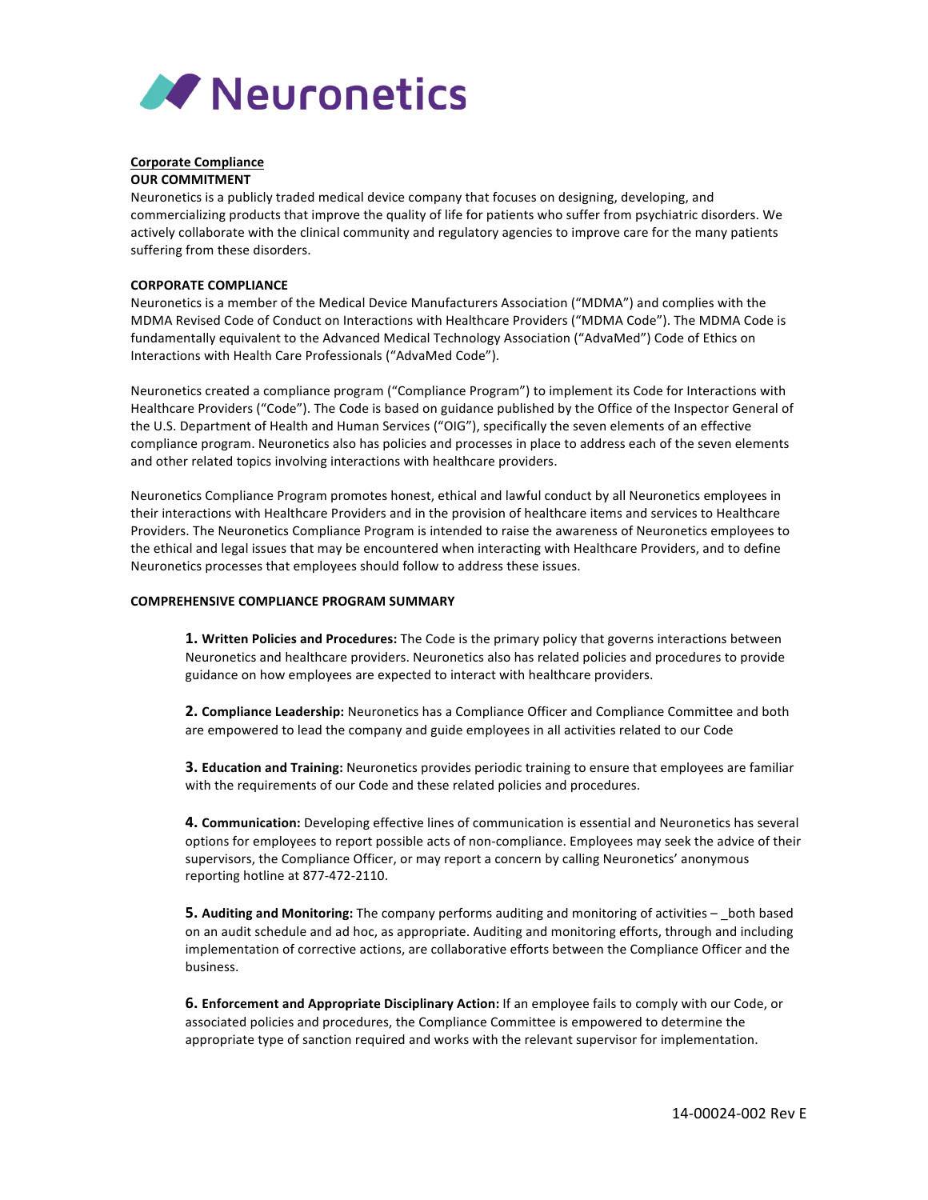# Neuronetics

**Corporate Compliance**

**OUR COMMITMENT**

Neuronetics is a publicly traded medical device company that focuses on designing, developing, and commercializing products that improve the quality of life for patients who suffer from psychiatric disorders. We actively collaborate with the clinical community and regulatory agencies to improve care for the many patients suffering from these disorders.

**CORPORATE COMPLIANCE**

Neuronetics is a member of the Medical Device Manufacturers Association ("MDMA") and complies with the MDMA Revised Code of Conduct on Interactions with Healthcare Providers ("MDMA Code"). The MDMA Code is fundamentally equivalent to the Advanced Medical Technology Association ("AdvaMed") Code of Ethics on Interactions with Health Care Professionals ("AdvaMed Code").

Neuronetics created a compliance program ("Compliance Program") to implement its Code for Interactions with Healthcare Providers ("Code"). The Code is based on guidance published by the Office of the Inspector General of the U.S. Department of Health and Human Services ("OIG"), specifically the seven elements of an effective compliance program. Neuronetics also has policies and processes in place to address each of the seven elements and other related topics involving interactions with healthcare providers.

Neuronetics Compliance Program promotes honest, ethical and lawful conduct by all Neuronetics employees in their interactions with Healthcare Providers and in the provision of healthcare items and services to Healthcare Providers. The Neuronetics Compliance Program is intended to raise the awareness of Neuronetics employees to the ethical and legal issues that may be encountered when interacting with Healthcare Providers, and to define Neuronetics processes that employees should follow to address these issues.

**COMPREHENSIVE COMPLIANCE PROGRAM SUMMARY**

**1. Written Policies and Procedures:** The Code is the primary policy that governs interactions between Neuronetics and healthcare providers. Neuronetics also has related policies and procedures to provide guidance on how employees are expected to interact with healthcare providers.

**2. Compliance Leadership:** Neuronetics has a Compliance Officer and Compliance Committee and both are empowered to lead the company and guide employees in all activities related to our Code

**3. Education and Training:** Neuronetics provides periodic training to ensure that employees are familiar with the requirements of our Code and these related policies and procedures.

**4. Communication:** Developing effective lines of communication is essential and Neuronetics has several options for employees to report possible acts of non-compliance. Employees may seek the advice of their supervisors, the Compliance Officer, or may report a concern by calling Neuronetics' anonymous reporting hotline at 877-472-2110.

**5. Auditing and Monitoring:** The company performs auditing and monitoring of activities – _both based on an audit schedule and ad hoc, as appropriate. Auditing and monitoring efforts, through and including implementation of corrective actions, are collaborative efforts between the Compliance Officer and the business.

**6. Enforcement and Appropriate Disciplinary Action:** If an employee fails to comply with our Code, or associated policies and procedures, the Compliance Committee is empowered to determine the appropriate type of sanction required and works with the relevant supervisor for implementation.

14-00024-002 Rev E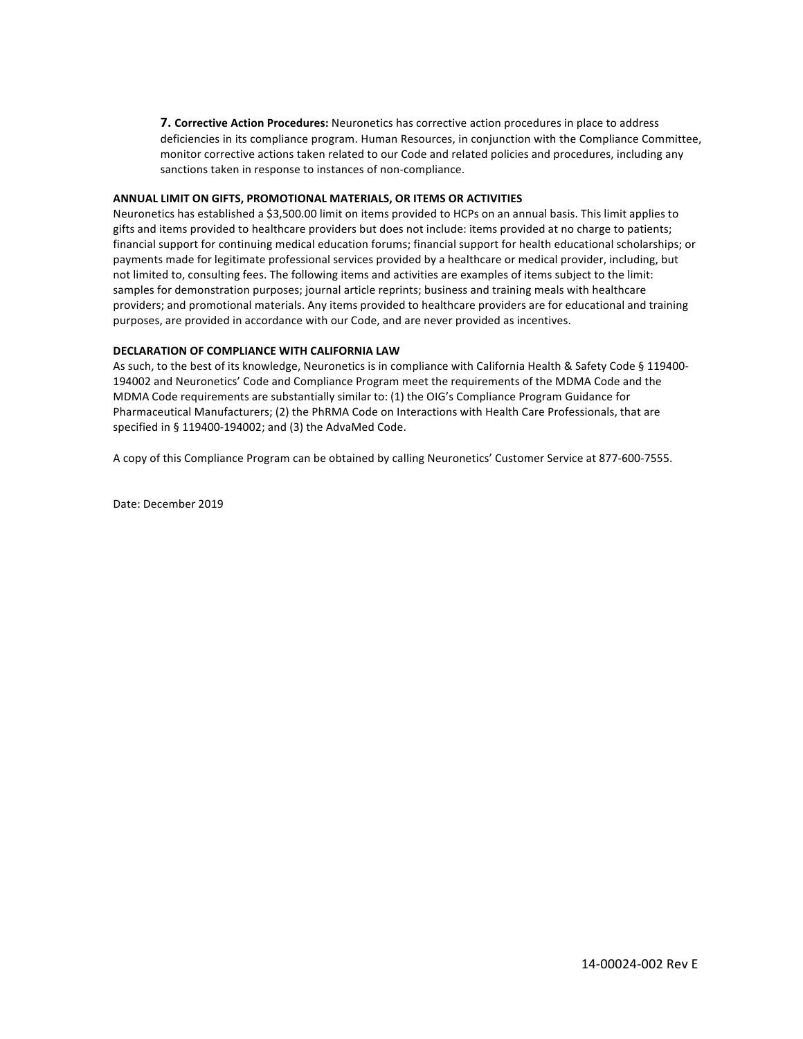**7. Corrective Action Procedures:** Neuronetics has corrective action procedures in place to address deficiencies in its compliance program. Human Resources, in conjunction with the Compliance Committee, monitor corrective actions taken related to our Code and related policies and procedures, including any sanctions taken in response to instances of non-compliance.

**ANNUAL LIMIT ON GIFTS, PROMOTIONAL MATERIALS, OR ITEMS OR ACTIVITIES**

Neuronetics has established a $3,500.00 limit on items provided to HCPs on an annual basis. This limit applies to gifts and items provided to healthcare providers but does not include: items provided at no charge to patients; financial support for continuing medical education forums; financial support for health educational scholarships; or payments made for legitimate professional services provided by a healthcare or medical provider, including, but not limited to, consulting fees. The following items and activities are examples of items subject to the limit: samples for demonstration purposes; journal article reprints; business and training meals with healthcare providers; and promotional materials. Any items provided to healthcare providers are for educational and training purposes, are provided in accordance with our Code, and are never provided as incentives.

**DECLARATION OF COMPLIANCE WITH CALIFORNIA LAW**

As such, to the best of its knowledge, Neuronetics is in compliance with California Health & Safety Code § 119400-194002 and Neuronetics' Code and Compliance Program meet the requirements of the MDMA Code and the MDMA Code requirements are substantially similar to: (1) the OIG's Compliance Program Guidance for Pharmaceutical Manufacturers; (2) the PhRMA Code on Interactions with Health Care Professionals, that are specified in § 119400-194002; and (3) the AdvaMed Code.

A copy of this Compliance Program can be obtained by calling Neuronetics' Customer Service at 877-600-7555.

Date: December 2019

14-00024-002 Rev E